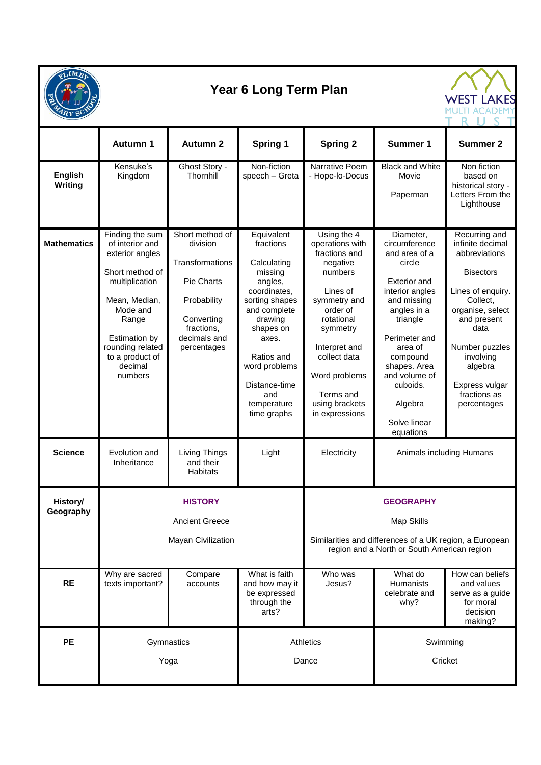# Year 6 Long Term Plan

| | Autumn 1 | Autumn 2 | Spring 1 | Spring 2 | Summer 1 | Summer 2 |
|---|---|---|---|---|---|---|
| **English Writing** | Kensuke's Kingdom | Ghost Story - Thornhill | Non-fiction speech – Greta | Narrative Poem - Hope-lo-Docus | Black and White Movie<br><br>Paperman | Non fiction based on historical story - Letters From the Lighthouse |
| **Mathematics** | Finding the sum of interior and exterior angles<br><br>Short method of multiplication<br><br>Mean, Median, Mode and Range<br><br>Estimation by rounding related to a product of decimal numbers | Short method of division<br><br>Transformations<br><br>Pie Charts<br><br>Probability<br><br>Converting fractions, decimals and percentages | Equivalent fractions<br><br>Calculating missing angles, coordinates, sorting shapes and complete drawing shapes on axes.<br><br>Ratios and word problems<br><br>Distance-time and temperature time graphs | Using the 4 operations with fractions and negative numbers<br><br>Lines of symmetry and order of rotational symmetry<br><br>Interpret and collect data<br><br>Word problems<br><br>Terms and using brackets in expressions | Diameter, circumference and area of a circle<br><br>Exterior and interior angles and missing angles in a triangle<br><br>Perimeter and area of compound shapes. Area and volume of cuboids.<br><br>Algebra<br><br>Solve linear equations | Recurring and infinite decimal abbreviations<br><br>Bisectors<br><br>Lines of enquiry. Collect, organise, select and present data<br><br>Number puzzles involving algebra<br><br>Express vulgar fractions as percentages |
| **Science** | Evolution and Inheritance | Living Things and their Habitats | Light | Electricity | Animals including Humans | |
| **History/ Geography** | **HISTORY**<br><br>Ancient Greece<br><br>Mayan Civilization | | | **GEOGRAPHY**<br><br>Map Skills<br><br>Similarities and differences of a UK region, a European region and a North or South American region | | |
| **RE** | Why are sacred texts important? | Compare accounts | What is faith and how may it be expressed through the arts? | Who was Jesus? | What do Humanists celebrate and why? | How can beliefs and values serve as a guide for moral decision making? |
| **PE** | Gymnastics<br><br>Yoga | | Athletics<br><br>Dance | | Swimming<br><br>Cricket | |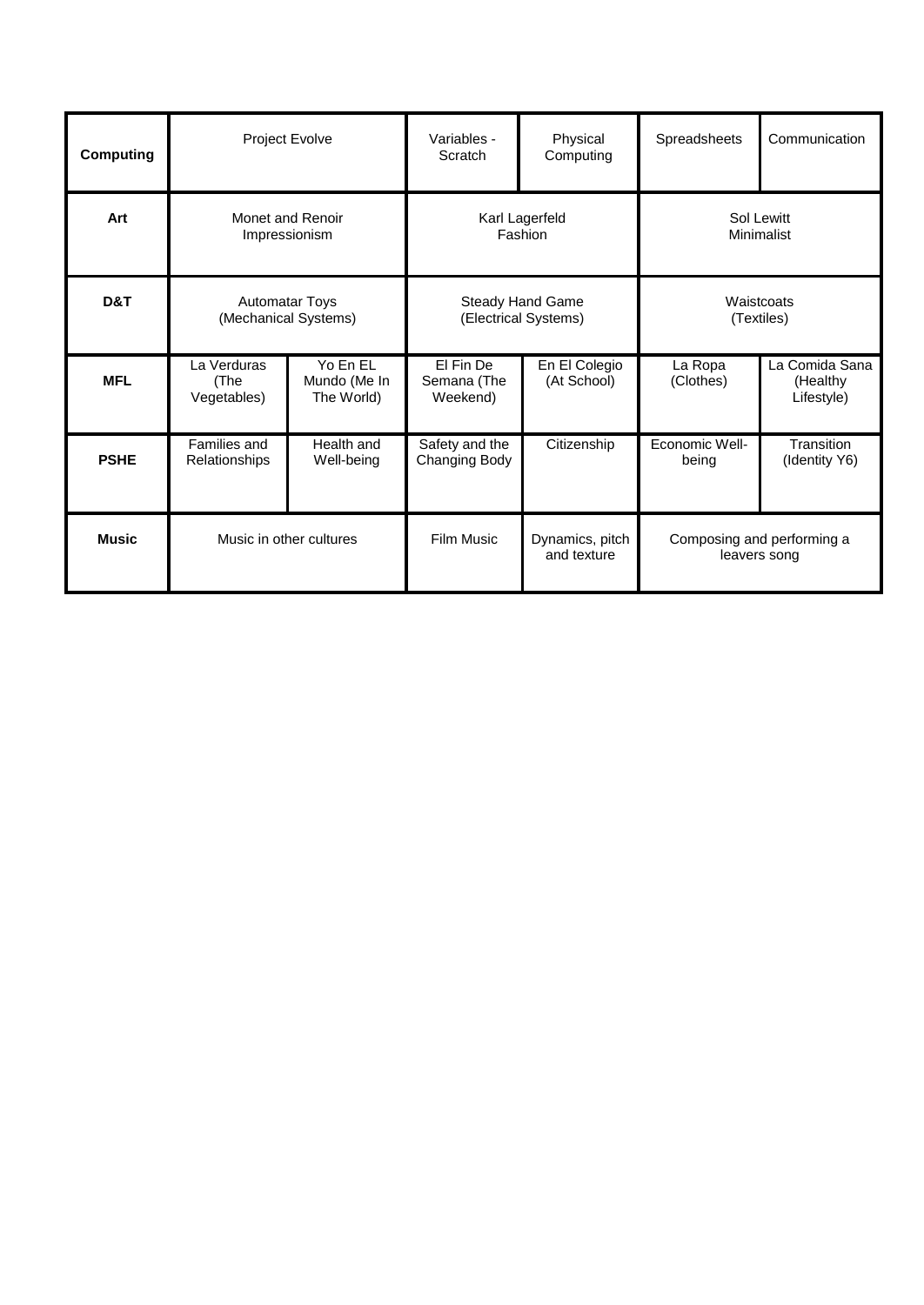| | | | | | | |
|---|---|---|---|---|---|---|
| **Computing** | Project Evolve | | Variables - Scratch | Physical Computing | Spreadsheets | Communication |
| **Art** | Monet and Renoir Impressionism | | Karl Lagerfeld Fashion | | Sol Lewitt Minimalist | |
| **D&T** | Automatar Toys (Mechanical Systems) | | Steady Hand Game (Electrical Systems) | | Waistcoats (Textiles) | |
| **MFL** | La Verduras (The Vegetables) | Yo En EL Mundo (Me In The World) | El Fin De Semana (The Weekend) | En El Colegio (At School) | La Ropa (Clothes) | La Comida Sana (Healthy Lifestyle) |
| **PSHE** | Families and Relationships | Health and Well-being | Safety and the Changing Body | Citizenship | Economic Well-being | Transition (Identity Y6) |
| **Music** | Music in other cultures | | Film Music | Dynamics, pitch and texture | Composing and performing a leavers song | |